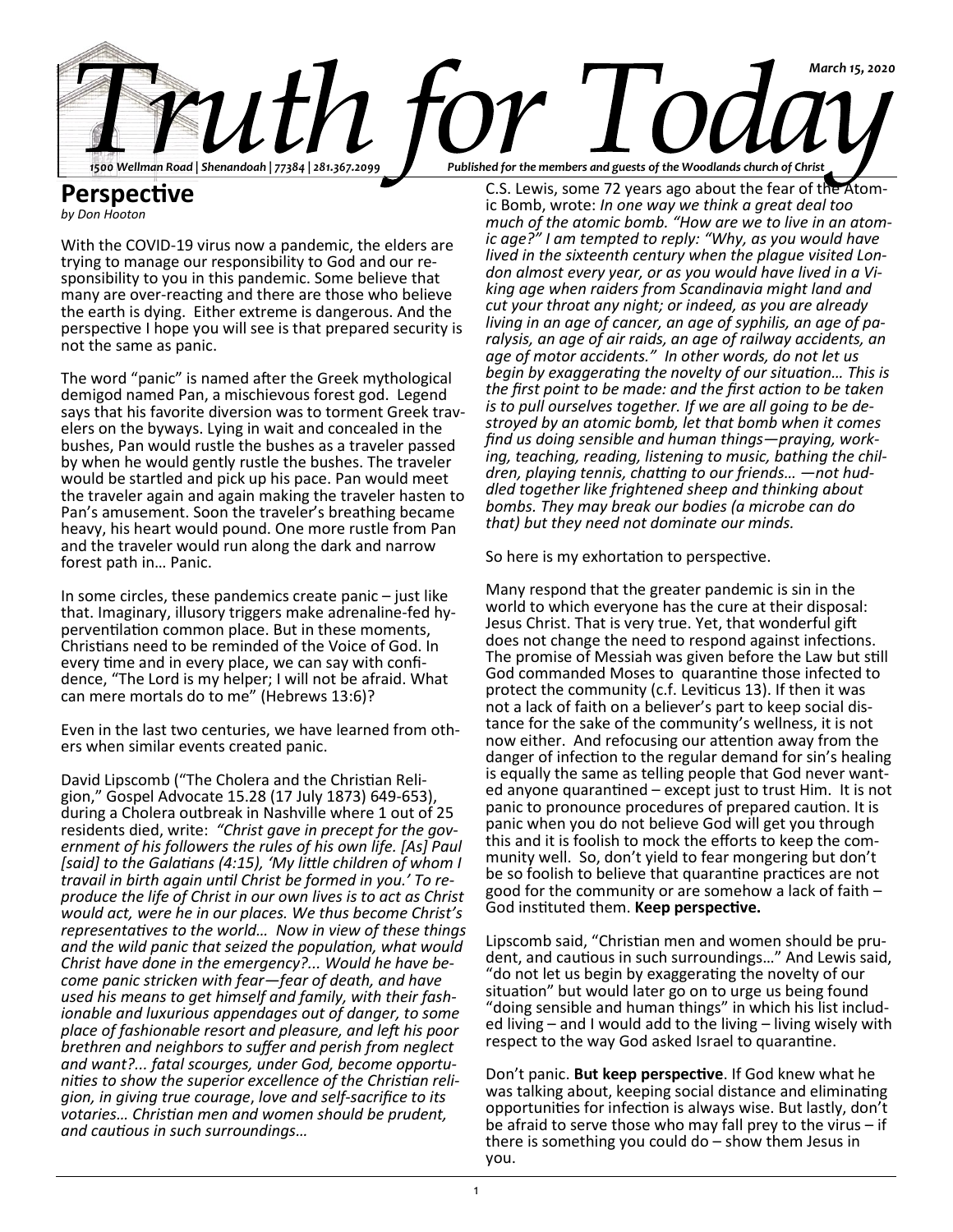# Truth for Today

*March 15, 2020*

*1500 Wellman Road | Shenandoah | 77384 | 281.367.2099*

*Published for the members and guests of the Woodlands church of Christ*

## Perspective

*by Don Hooton*

With the COVID-19 virus now a pandemic, the elders are trying to manage our responsibility to God and our responsibility to you in this pandemic. Some believe that many are over-reacting and there are those who believe the earth is dying. Either extreme is dangerous. And the perspective I hope you will see is that prepared security is not the same as panic.

The word "panic" is named after the Greek mythological demigod named Pan, a mischievous forest god. Legend says that his favorite diversion was to torment Greek travelers on the byways. Lying in wait and concealed in the bushes, Pan would rustle the bushes as a traveler passed by when he would gently rustle the bushes. The traveler would be startled and pick up his pace. Pan would meet the traveler again and again making the traveler hasten to Pan's amusement. Soon the traveler's breathing became heavy, his heart would pound. One more rustle from Pan and the traveler would run along the dark and narrow forest path in… Panic.

In some circles, these pandemics create panic – just like that. Imaginary, illusory triggers make adrenaline-fed hyperventilation common place. But in these moments, Christians need to be reminded of the Voice of God. In every time and in every place, we can say with confidence, "The Lord is my helper; I will not be afraid. What can mere mortals do to me" (Hebrews 13:6)?

Even in the last two centuries, we have learned from others when similar events created panic.

David Lipscomb ("The Cholera and the Christian Religion," Gospel Advocate 15.28 (17 July 1873) 649-653), during a Cholera outbreak in Nashville where 1 out of 25 residents died, write: *"Christ gave in precept for the government of his followers the rules of his own life. [As] Paul [said] to the Galatians (4:15), 'My little children of whom I travail in birth again until Christ be formed in you.' To reproduce the life of Christ in our own lives is to act as Christ would act, were he in our places. We thus become Christ's representatives to the world… Now in view of these things and the wild panic that seized the population, what would Christ have done in the emergency?... Would he have become panic stricken with fear—fear of death, and have used his means to get himself and family, with their fashionable and luxurious appendages out of danger, to some place of fashionable resort and pleasure, and left his poor brethren and neighbors to suffer and perish from neglect and want?... fatal scourges, under God, become opportunities to show the superior excellence of the Christian religion, in giving true courage, love and self-sacrifice to its votaries… Christian men and women should be prudent, and cautious in such surroundings…*

C.S. Lewis, some 72 years ago about the fear of the Atomic Bomb, wrote: *In one way we think a great deal too much of the atomic bomb. "How are we to live in an atomic age?" I am tempted to reply: "Why, as you would have lived in the sixteenth century when the plague visited London almost every year, or as you would have lived in a Viking age when raiders from Scandinavia might land and cut your throat any night; or indeed, as you are already living in an age of cancer, an age of syphilis, an age of paralysis, an age of air raids, an age of railway accidents, an age of motor accidents." In other words, do not let us begin by exaggerating the novelty of our situation… This is the first point to be made: and the first action to be taken is to pull ourselves together. If we are all going to be destroyed by an atomic bomb, let that bomb when it comes find us doing sensible and human things—praying, working, teaching, reading, listening to music, bathing the children, playing tennis, chatting to our friends… —not huddled together like frightened sheep and thinking about bombs. They may break our bodies (a microbe can do that) but they need not dominate our minds.*

So here is my exhortation to perspective.

Many respond that the greater pandemic is sin in the world to which everyone has the cure at their disposal: Jesus Christ. That is very true. Yet, that wonderful gift does not change the need to respond against infections. The promise of Messiah was given before the Law but still God commanded Moses to quarantine those infected to protect the community (c.f. Leviticus 13). If then it was not a lack of faith on a believer's part to keep social distance for the sake of the community's wellness, it is not now either. And refocusing our attention away from the danger of infection to the regular demand for sin's healing is equally the same as telling people that God never wanted anyone quarantined – except just to trust Him. It is not panic to pronounce procedures of prepared caution. It is panic when you do not believe God will get you through this and it is foolish to mock the efforts to keep the community well. So, don't yield to fear mongering but don't be so foolish to believe that quarantine practices are not good for the community or are somehow a lack of faith – God instituted them. **Keep perspective.**

Lipscomb said, "Christian men and women should be prudent, and cautious in such surroundings…" And Lewis said, "do not let us begin by exaggerating the novelty of our situation" but would later go on to urge us being found "doing sensible and human things" in which his list included living – and I would add to the living – living wisely with respect to the way God asked Israel to quarantine.

Don't panic. **But keep perspective**. If God knew what he was talking about, keeping social distance and eliminating opportunities for infection is always wise. But lastly, don't be afraid to serve those who may fall prey to the virus – if there is something you could do – show them Jesus in you.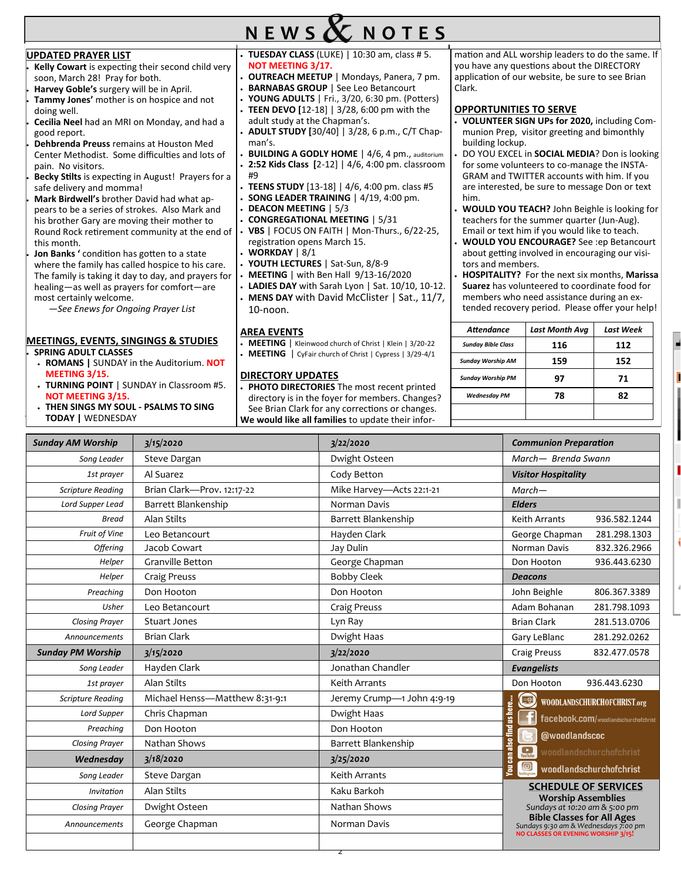# NEWS & NOTES

## UPDATED PRAYER LIST

- **Kelly Cowart** is expecting their second child very soon, March 28! Pray for both.
- **Harvey Goble's** surgery will be in April.
- **Tammy Jones'** mother is on hospice and not doing well.
- **Cecilia Neel** had an MRI on Monday, and had a good report.
- **Dehbrenda Preuss** remains at Houston Med Center Methodist. Some difficulties and lots of pain. No visitors.
- **Becky Stilts** is expecting in August! Prayers for a safe delivery and momma!
- **Mark Birdwell's** brother David had what appears to be a series of strokes. Also Mark and his brother Gary are moving their mother to Round Rock retirement community at the end of this month.
- **Jon Banks '** condition has gotten to a state where the family has called hospice to his care. The family is taking it day to day, and prayers for healing—as well as prayers for comfort—are most certainly welcome.

*—See Enews for Ongoing Prayer List*

## MEETINGS, EVENTS, SINGINGS & STUDIES

- **SPRING ADULT CLASSES**
  - **ROMANS** | SUNDAY in the Auditorium. **NOT MEETING 3/15.**
  - **TURNING POINT** | SUNDAY in Classroom #5. **NOT MEETING 3/15.**
  - **THEN SINGS MY SOUL - PSALMS TO SING TODAY** | WEDNESDAY
- **TUESDAY CLASS** (LUKE) | 10:30 am, class # 5. **NOT MEETING 3/17.**
- **OUTREACH MEETUP** | Mondays, Panera, 7 pm.
- **BARNABAS GROUP** | See Leo Betancourt
- **YOUNG ADULTS** | Fri., 3/20, 6:30 pm. (Potters)
- **TEEN DEVO** [12-18] | 3/28, 6:00 pm with the adult study at the Chapman's.
- **ADULT STUDY** [30/40] | 3/28, 6 p.m., C/T Chapman's.
- **BUILDING A GODLY HOME** | 4/6, 4 pm., auditorium
- **2:52 Kids Class** [2-12] | 4/6, 4:00 pm. classroom #9
- **TEENS STUDY** [13-18] | 4/6, 4:00 pm. class #5
- **SONG LEADER TRAINING** | 4/19, 4:00 pm.
- **DEACON MEETING** | 5/3
- **CONGREGATIONAL MEETING** | 5/31
- **VBS** | FOCUS ON FAITH | Mon-Thurs., 6/22-25, registration opens March 15.
- **WORKDAY** | 8/1
- **YOUTH LECTURES** | Sat-Sun, 8/8-9
- **MEETING** | with Ben Hall 9/13-16/2020
- **LADIES DAY** with Sarah Lyon | Sat. 10/10, 10-12.
- **MENS DAY** with David McClister | Sat., 11/7, 10-noon.

## AREA EVENTS

- **MEETING** | Kleinwood church of Christ | Klein | 3/20-22
- **MEETING** | CyFair church of Christ | Cypress | 3/29-4/1

## DIRECTORY UPDATES

- **PHOTO DIRECTORIES** The most recent printed directory is in the foyer for members. Changes? See Brian Clark for any corrections or changes.

**We would like all families** to update their information and ALL worship leaders to do the same. If you have any questions about the DIRECTORY application of our website, be sure to see Brian Clark.

## OPPORTUNITIES TO SERVE

- **VOLUNTEER SIGN UPs for 2020,** including Communion Prep, visitor greeting and bimonthly building lockup.
- DO YOU EXCEL in **SOCIAL MEDIA**? Don is looking for some volunteers to co-manage the INSTAGRAM and TWITTER accounts with him. If you are interested, be sure to message Don or text him.
- **WOULD YOU TEACH?** John Beighle is looking for teachers for the summer quarter (Jun-Aug). Email or text him if you would like to teach.
- **WOULD YOU ENCOURAGE?** See :ep Betancourt about getting involved in encouraging our visitors and members.
- **HOSPITALITY?** For the next six months, **Marissa Suarez** has volunteered to coordinate food for members who need assistance during an extended recovery period. Please offer your help!

| Attendance | Last Month Avg | Last Week |
|---|---|---|
| Sunday Bible Class | 116 | 112 |
| Sunday Worship AM | 159 | 152 |
| Sunday Worship PM | 97 | 71 |
| Wednesday PM | 78 | 82 |

| Sunday AM Worship | 3/15/2020 | 3/22/2020 |
|---|---|---|
| Song Leader | Steve Dargan | Dwight Osteen |
| 1st prayer | Al Suarez | Cody Betton |
| Scripture Reading | Brian Clark—Prov. 12:17-22 | Mike Harvey—Acts 22:1-21 |
| Lord Supper Lead | Barrett Blankenship | Norman Davis |
| Bread | Alan Stilts | Barrett Blankenship |
| Fruit of Vine | Leo Betancourt | Hayden Clark |
| Offering | Jacob Cowart | Jay Dulin |
| Helper | Granville Betton | George Chapman |
| Helper | Craig Preuss | Bobby Cleek |
| Preaching | Don Hooton | Don Hooton |
| Usher | Leo Betancourt | Craig Preuss |
| Closing Prayer | Stuart Jones | Lyn Ray |
| Announcements | Brian Clark | Dwight Haas |
| **Sunday PM Worship** | **3/15/2020** | **3/22/2020** |
| Song Leader | Hayden Clark | Jonathan Chandler |
| 1st prayer | Alan Stilts | Keith Arrants |
| Scripture Reading | Michael Henss—Matthew 8:31-9:1 | Jeremy Crump—1 John 4:9-19 |
| Lord Supper | Chris Chapman | Dwight Haas |
| Preaching | Don Hooton | Don Hooton |
| Closing Prayer | Nathan Shows | Barrett Blankenship |
| **Wednesday** | **3/18/2020** | **3/25/2020** |
| Song Leader | Steve Dargan | Keith Arrants |
| Invitation | Alan Stilts | Kaku Barkoh |
| Closing Prayer | Dwight Osteen | Nathan Shows |
| Announcements | George Chapman | Norman Davis |

**Communion Preparation**
March— Brenda Swann

**Visitor Hospitality**
March—

**Elders**

| | |
|---|---|
| Keith Arrants | 936.582.1244 |
| George Chapman | 281.298.1303 |
| Norman Davis | 832.326.2966 |
| Don Hooton | 936.443.6230 |

**Deacons**

| | |
|---|---|
| John Beighle | 806.367.3389 |
| Adam Bohanan | 281.798.1093 |
| Brian Clark | 281.513.0706 |
| Gary LeBlanc | 281.292.0262 |
| Craig Preuss | 832.477.0578 |

**Evangelists**

| | |
|---|---|
| Don Hooton | 936.443.6230 |

You can also find us here...
- WOODLANDSCHURCHOFCHRIST.org
- facebook.com/woodlandschurchofchrist
- @woodlandscoc
- woodlandschurchofchrist (YouTube)
- woodlandschurchofchrist (Instagram)

### SCHEDULE OF SERVICES

**Worship Assemblies**
Sundays at 10:20 am & 5:00 pm

**Bible Classes for All Ages**
Sundays 9:30 am & Wednesdays 7:00 pm

**NO CLASSES OR EVENING WORSHIP 3/15!**